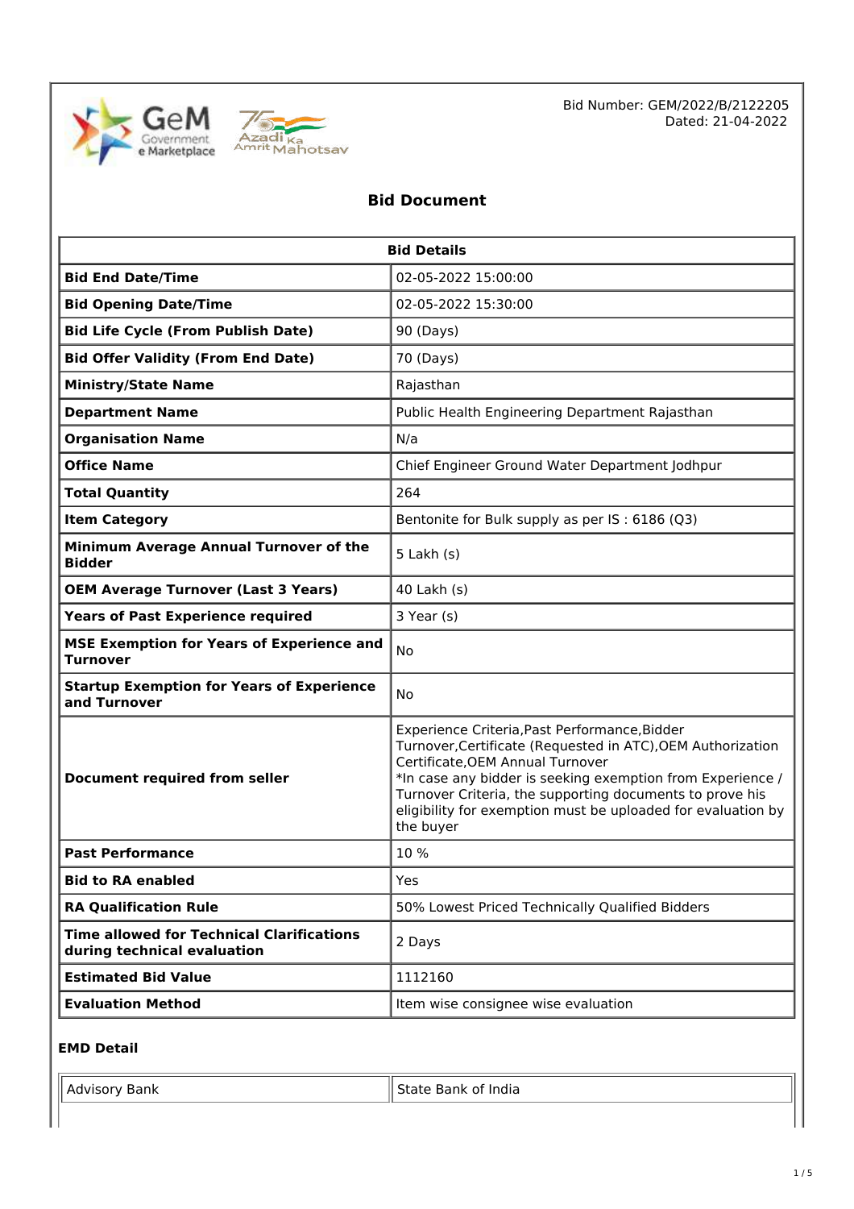Bid Number: GEM/2022/B/2122205
Dated: 21-04-2022

# Bid Document

| Bid Details | |
|---|---|
| **Bid End Date/Time** | 02-05-2022 15:00:00 |
| **Bid Opening Date/Time** | 02-05-2022 15:30:00 |
| **Bid Life Cycle (From Publish Date)** | 90 (Days) |
| **Bid Offer Validity (From End Date)** | 70 (Days) |
| **Ministry/State Name** | Rajasthan |
| **Department Name** | Public Health Engineering Department Rajasthan |
| **Organisation Name** | N/a |
| **Office Name** | Chief Engineer Ground Water Department Jodhpur |
| **Total Quantity** | 264 |
| **Item Category** | Bentonite for Bulk supply as per IS : 6186 (Q3) |
| **Minimum Average Annual Turnover of the Bidder** | 5 Lakh (s) |
| **OEM Average Turnover (Last 3 Years)** | 40 Lakh (s) |
| **Years of Past Experience required** | 3 Year (s) |
| **MSE Exemption for Years of Experience and Turnover** | No |
| **Startup Exemption for Years of Experience and Turnover** | No |
| **Document required from seller** | Experience Criteria,Past Performance,Bidder Turnover,Certificate (Requested in ATC),OEM Authorization Certificate,OEM Annual Turnover<br>*In case any bidder is seeking exemption from Experience / Turnover Criteria, the supporting documents to prove his eligibility for exemption must be uploaded for evaluation by the buyer |
| **Past Performance** | 10 % |
| **Bid to RA enabled** | Yes |
| **RA Qualification Rule** | 50% Lowest Priced Technically Qualified Bidders |
| **Time allowed for Technical Clarifications during technical evaluation** | 2 Days |
| **Estimated Bid Value** | 1112160 |
| **Evaluation Method** | Item wise consignee wise evaluation |

### EMD Detail

| Advisory Bank | State Bank of India |
|---|---|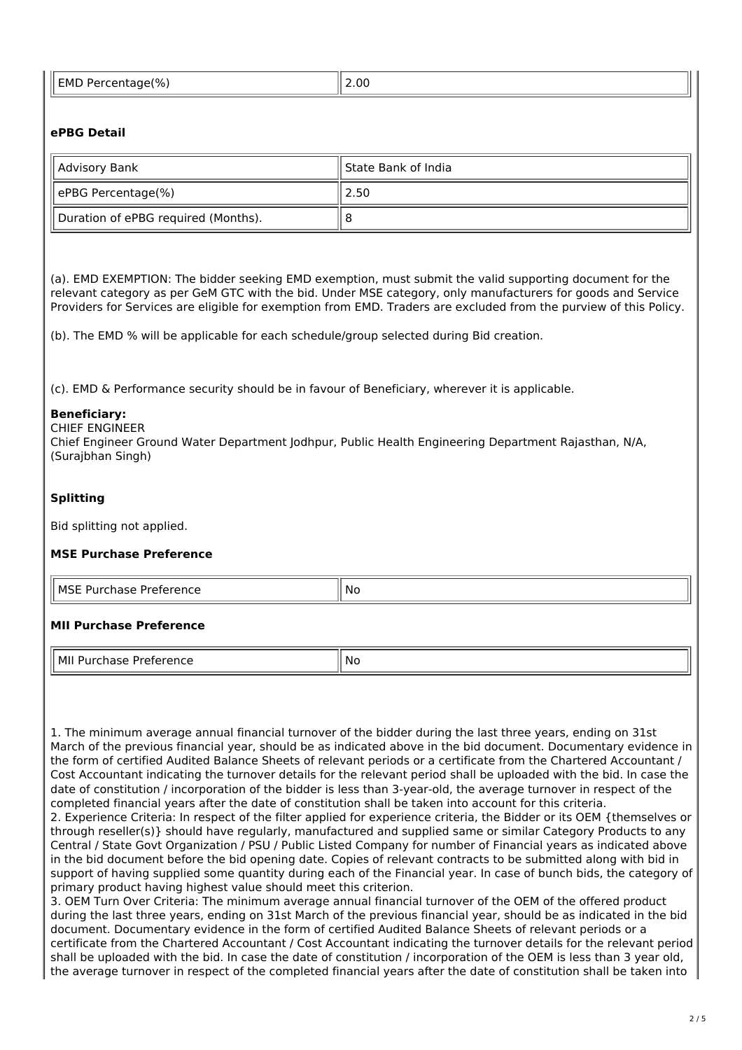| EMD Percentage(%) | 2.00 |
|---|---|

### ePBG Detail

| Advisory Bank | State Bank of India |
|---|---|
| ePBG Percentage(%) | 2.50 |
| Duration of ePBG required (Months). | 8 |

(a). EMD EXEMPTION: The bidder seeking EMD exemption, must submit the valid supporting document for the relevant category as per GeM GTC with the bid. Under MSE category, only manufacturers for goods and Service Providers for Services are eligible for exemption from EMD. Traders are excluded from the purview of this Policy.

(b). The EMD % will be applicable for each schedule/group selected during Bid creation.

(c). EMD & Performance security should be in favour of Beneficiary, wherever it is applicable.

**Beneficiary:**
CHIEF ENGINEER
Chief Engineer Ground Water Department Jodhpur, Public Health Engineering Department Rajasthan, N/A, (Surajbhan Singh)

### Splitting

Bid splitting not applied.

### MSE Purchase Preference

| MSE Purchase Preference | No |
|---|---|

### MII Purchase Preference

| MII Purchase Preference | No |
|---|---|

1. The minimum average annual financial turnover of the bidder during the last three years, ending on 31st March of the previous financial year, should be as indicated above in the bid document. Documentary evidence in the form of certified Audited Balance Sheets of relevant periods or a certificate from the Chartered Accountant / Cost Accountant indicating the turnover details for the relevant period shall be uploaded with the bid. In case the date of constitution / incorporation of the bidder is less than 3-year-old, the average turnover in respect of the completed financial years after the date of constitution shall be taken into account for this criteria.
2. Experience Criteria: In respect of the filter applied for experience criteria, the Bidder or its OEM {themselves or through reseller(s)} should have regularly, manufactured and supplied same or similar Category Products to any Central / State Govt Organization / PSU / Public Listed Company for number of Financial years as indicated above in the bid document before the bid opening date. Copies of relevant contracts to be submitted along with bid in support of having supplied some quantity during each of the Financial year. In case of bunch bids, the category of primary product having highest value should meet this criterion.
3. OEM Turn Over Criteria: The minimum average annual financial turnover of the OEM of the offered product during the last three years, ending on 31st March of the previous financial year, should be as indicated in the bid document. Documentary evidence in the form of certified Audited Balance Sheets of relevant periods or a certificate from the Chartered Accountant / Cost Accountant indicating the turnover details for the relevant period shall be uploaded with the bid. In case the date of constitution / incorporation of the OEM is less than 3 year old, the average turnover in respect of the completed financial years after the date of constitution shall be taken into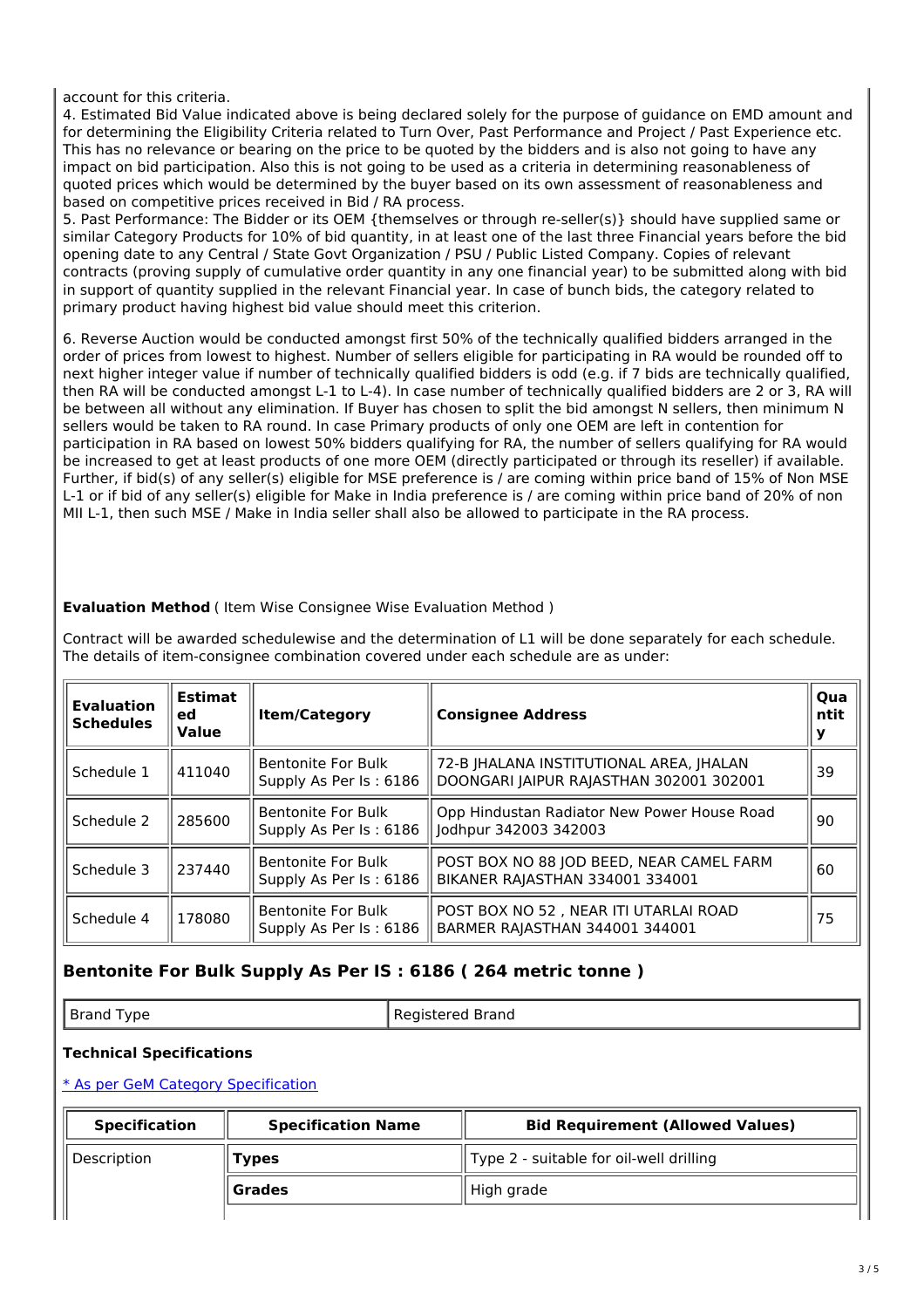account for this criteria.

4. Estimated Bid Value indicated above is being declared solely for the purpose of guidance on EMD amount and for determining the Eligibility Criteria related to Turn Over, Past Performance and Project / Past Experience etc. This has no relevance or bearing on the price to be quoted by the bidders and is also not going to have any impact on bid participation. Also this is not going to be used as a criteria in determining reasonableness of quoted prices which would be determined by the buyer based on its own assessment of reasonableness and based on competitive prices received in Bid / RA process.

5. Past Performance: The Bidder or its OEM {themselves or through re-seller(s)} should have supplied same or similar Category Products for 10% of bid quantity, in at least one of the last three Financial years before the bid opening date to any Central / State Govt Organization / PSU / Public Listed Company. Copies of relevant contracts (proving supply of cumulative order quantity in any one financial year) to be submitted along with bid in support of quantity supplied in the relevant Financial year. In case of bunch bids, the category related to primary product having highest bid value should meet this criterion.

6. Reverse Auction would be conducted amongst first 50% of the technically qualified bidders arranged in the order of prices from lowest to highest. Number of sellers eligible for participating in RA would be rounded off to next higher integer value if number of technically qualified bidders is odd (e.g. if 7 bids are technically qualified, then RA will be conducted amongst L-1 to L-4). In case number of technically qualified bidders are 2 or 3, RA will be between all without any elimination. If Buyer has chosen to split the bid amongst N sellers, then minimum N sellers would be taken to RA round. In case Primary products of only one OEM are left in contention for participation in RA based on lowest 50% bidders qualifying for RA, the number of sellers qualifying for RA would be increased to get at least products of one more OEM (directly participated or through its reseller) if available. Further, if bid(s) of any seller(s) eligible for MSE preference is / are coming within price band of 15% of Non MSE L-1 or if bid of any seller(s) eligible for Make in India preference is / are coming within price band of 20% of non MII L-1, then such MSE / Make in India seller shall also be allowed to participate in the RA process.

**Evaluation Method** ( Item Wise Consignee Wise Evaluation Method )

Contract will be awarded schedulewise and the determination of L1 will be done separately for each schedule. The details of item-consignee combination covered under each schedule are as under:

| Evaluation Schedules | Estimated Value | Item/Category | Consignee Address | Quantity |
|---|---|---|---|---|
| Schedule 1 | 411040 | Bentonite For Bulk Supply As Per Is : 6186 | 72-B JHALANA INSTITUTIONAL AREA, JHALAN DOONGARI JAIPUR RAJASTHAN 302001 302001 | 39 |
| Schedule 2 | 285600 | Bentonite For Bulk Supply As Per Is : 6186 | Opp Hindustan Radiator New Power House Road Jodhpur 342003 342003 | 90 |
| Schedule 3 | 237440 | Bentonite For Bulk Supply As Per Is : 6186 | POST BOX NO 88 JOD BEED, NEAR CAMEL FARM BIKANER RAJASTHAN 334001 334001 | 60 |
| Schedule 4 | 178080 | Bentonite For Bulk Supply As Per Is : 6186 | POST BOX NO 52 , NEAR ITI UTARLAI ROAD BARMER RAJASTHAN 344001 344001 | 75 |

## Bentonite For Bulk Supply As Per IS : 6186 ( 264 metric tonne )

| Brand Type | Registered Brand |
|---|---|

**Technical Specifications**

* As per GeM Category Specification

| Specification | Specification Name | Bid Requirement (Allowed Values) |
|---|---|---|
| Description | **Types** | Type 2 - suitable for oil-well drilling |
| | **Grades** | High grade |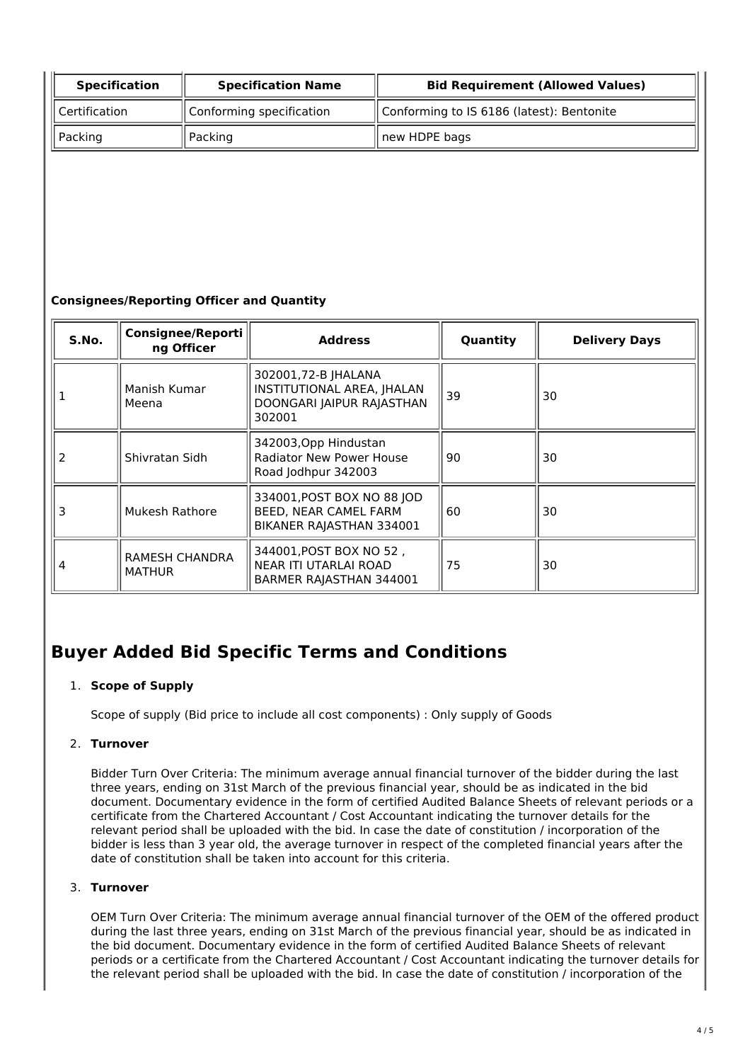| Specification | Specification Name | Bid Requirement (Allowed Values) |
|---|---|---|
| Certification | Conforming specification | Conforming to IS 6186 (latest): Bentonite |
| Packing | Packing | new HDPE bags |

**Consignees/Reporting Officer and Quantity**

| S.No. | Consignee/Reporting Officer | Address | Quantity | Delivery Days |
|---|---|---|---|---|
| 1 | Manish Kumar Meena | 302001,72-B JHALANA INSTITUTIONAL AREA, JHALAN DOONGARI JAIPUR RAJASTHAN 302001 | 39 | 30 |
| 2 | Shivratan Sidh | 342003,Opp Hindustan Radiator New Power House Road Jodhpur 342003 | 90 | 30 |
| 3 | Mukesh Rathore | 334001,POST BOX NO 88 JOD BEED, NEAR CAMEL FARM BIKANER RAJASTHAN 334001 | 60 | 30 |
| 4 | RAMESH CHANDRA MATHUR | 344001,POST BOX NO 52 , NEAR ITI UTARLAI ROAD BARMER RAJASTHAN 344001 | 75 | 30 |

# Buyer Added Bid Specific Terms and Conditions

1. **Scope of Supply**

   Scope of supply (Bid price to include all cost components) : Only supply of Goods

2. **Turnover**

   Bidder Turn Over Criteria: The minimum average annual financial turnover of the bidder during the last three years, ending on 31st March of the previous financial year, should be as indicated in the bid document. Documentary evidence in the form of certified Audited Balance Sheets of relevant periods or a certificate from the Chartered Accountant / Cost Accountant indicating the turnover details for the relevant period shall be uploaded with the bid. In case the date of constitution / incorporation of the bidder is less than 3 year old, the average turnover in respect of the completed financial years after the date of constitution shall be taken into account for this criteria.

3. **Turnover**

   OEM Turn Over Criteria: The minimum average annual financial turnover of the OEM of the offered product during the last three years, ending on 31st March of the previous financial year, should be as indicated in the bid document. Documentary evidence in the form of certified Audited Balance Sheets of relevant periods or a certificate from the Chartered Accountant / Cost Accountant indicating the turnover details for the relevant period shall be uploaded with the bid. In case the date of constitution / incorporation of the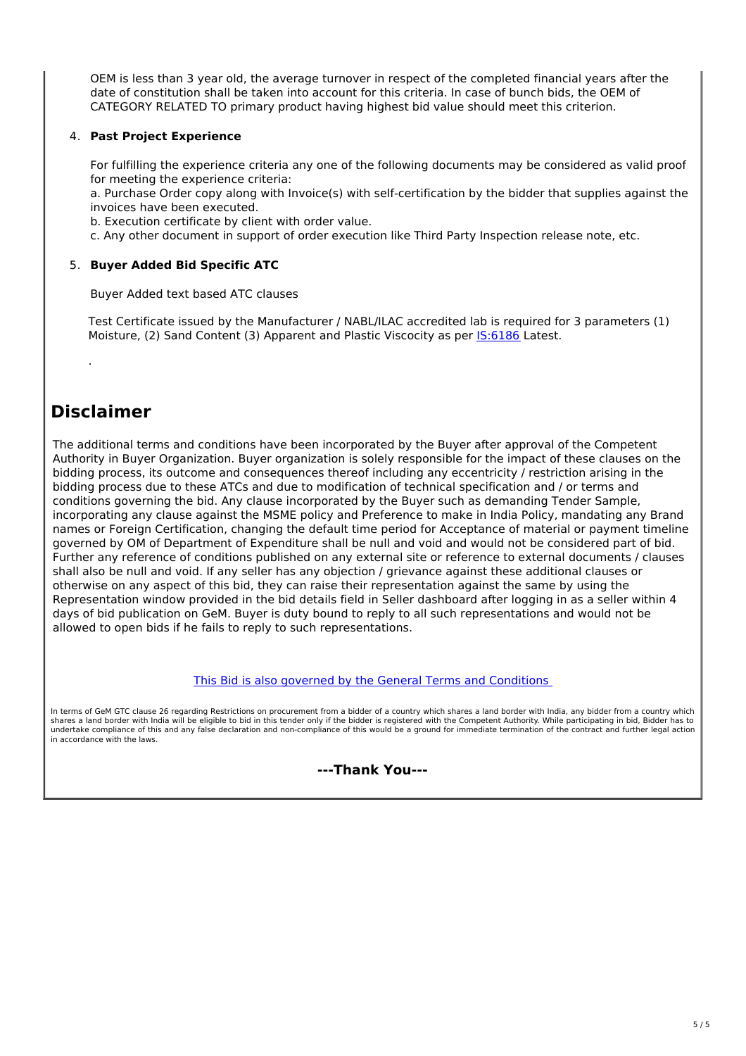OEM is less than 3 year old, the average turnover in respect of the completed financial years after the date of constitution shall be taken into account for this criteria. In case of bunch bids, the OEM of CATEGORY RELATED TO primary product having highest bid value should meet this criterion.

4. **Past Project Experience**

   For fulfilling the experience criteria any one of the following documents may be considered as valid proof for meeting the experience criteria:
   a. Purchase Order copy along with Invoice(s) with self-certification by the bidder that supplies against the invoices have been executed.
   b. Execution certificate by client with order value.
   c. Any other document in support of order execution like Third Party Inspection release note, etc.

5. **Buyer Added Bid Specific ATC**

   Buyer Added text based ATC clauses

   Test Certificate issued by the Manufacturer / NABL/ILAC accredited lab is required for 3 parameters (1) Moisture, (2) Sand Content (3) Apparent and Plastic Viscocity as per IS:6186 Latest.

   .

# Disclaimer

The additional terms and conditions have been incorporated by the Buyer after approval of the Competent Authority in Buyer Organization. Buyer organization is solely responsible for the impact of these clauses on the bidding process, its outcome and consequences thereof including any eccentricity / restriction arising in the bidding process due to these ATCs and due to modification of technical specification and / or terms and conditions governing the bid. Any clause incorporated by the Buyer such as demanding Tender Sample, incorporating any clause against the MSME policy and Preference to make in India Policy, mandating any Brand names or Foreign Certification, changing the default time period for Acceptance of material or payment timeline governed by OM of Department of Expenditure shall be null and void and would not be considered part of bid. Further any reference of conditions published on any external site or reference to external documents / clauses shall also be null and void. If any seller has any objection / grievance against these additional clauses or otherwise on any aspect of this bid, they can raise their representation against the same by using the Representation window provided in the bid details field in Seller dashboard after logging in as a seller within 4 days of bid publication on GeM. Buyer is duty bound to reply to all such representations and would not be allowed to open bids if he fails to reply to such representations.

This Bid is also governed by the General Terms and Conditions

In terms of GeM GTC clause 26 regarding Restrictions on procurement from a bidder of a country which shares a land border with India, any bidder from a country which shares a land border with India will be eligible to bid in this tender only if the bidder is registered with the Competent Authority. While participating in bid, Bidder has to undertake compliance of this and any false declaration and non-compliance of this would be a ground for immediate termination of the contract and further legal action in accordance with the laws.

**---Thank You---**